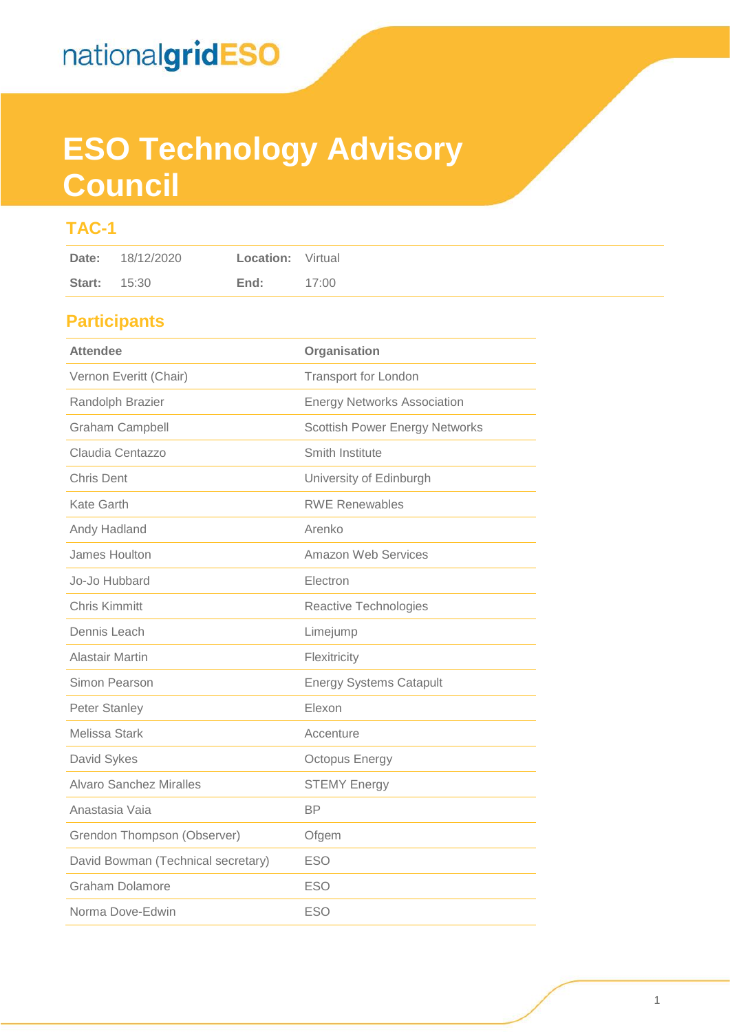nationalgridESO

# ESO Technology Advisory Council

## TAC-1

| Date: | 18/12/2020 | Location: | Virtual |
| --- | --- | --- | --- |
| Start: | 15:30 | End: | 17:00 |

## Participants

| Attendee | Organisation |
| --- | --- |
| Vernon Everitt (Chair) | Transport for London |
| Randolph Brazier | Energy Networks Association |
| Graham Campbell | Scottish Power Energy Networks |
| Claudia Centazzo | Smith Institute |
| Chris Dent | University of Edinburgh |
| Kate Garth | RWE Renewables |
| Andy Hadland | Arenko |
| James Houlton | Amazon Web Services |
| Jo-Jo Hubbard | Electron |
| Chris Kimmitt | Reactive Technologies |
| Dennis Leach | Limejump |
| Alastair Martin | Flexitricity |
| Simon Pearson | Energy Systems Catapult |
| Peter Stanley | Elexon |
| Melissa Stark | Accenture |
| David Sykes | Octopus Energy |
| Alvaro Sanchez Miralles | STEMY Energy |
| Anastasia Vaia | BP |
| Grendon Thompson (Observer) | Ofgem |
| David Bowman (Technical secretary) | ESO |
| Graham Dolamore | ESO |
| Norma Dove-Edwin | ESO |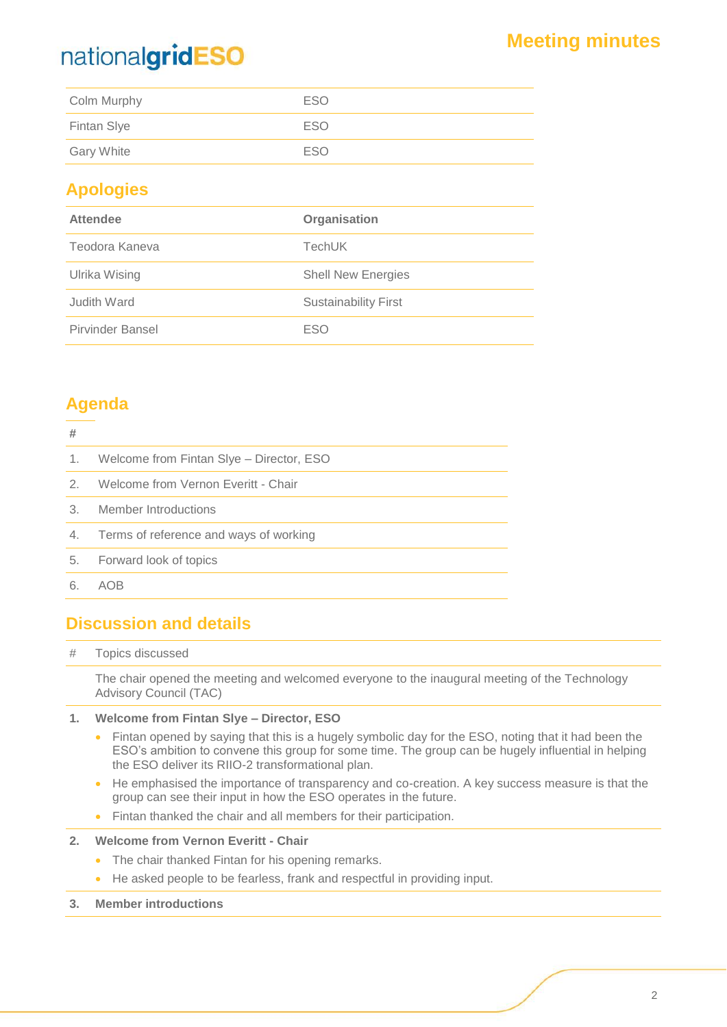| | |
|---|---|
| Colm Murphy | ESO |
| Fintan Slye | ESO |
| Gary White | ESO |

## Apologies

| Attendee | Organisation |
|---|---|
| Teodora Kaneva | TechUK |
| Ulrika Wising | Shell New Energies |
| Judith Ward | Sustainability First |
| Pirvinder Bansel | ESO |

## Agenda

| # | |
|---|---|
| 1. | Welcome from Fintan Slye – Director, ESO |
| 2. | Welcome from Vernon Everitt - Chair |
| 3. | Member Introductions |
| 4. | Terms of reference and ways of working |
| 5. | Forward look of topics |
| 6. | AOB |

## Discussion and details

| # | Topics discussed |
|---|---|

The chair opened the meeting and welcomed everyone to the inaugural meeting of the Technology Advisory Council (TAC)

**1. Welcome from Fintan Slye – Director, ESO**

- Fintan opened by saying that this is a hugely symbolic day for the ESO, noting that it had been the ESO's ambition to convene this group for some time. The group can be hugely influential in helping the ESO deliver its RIIO-2 transformational plan.
- He emphasised the importance of transparency and co-creation. A key success measure is that the group can see their input in how the ESO operates in the future.
- Fintan thanked the chair and all members for their participation.

**2. Welcome from Vernon Everitt - Chair**

- The chair thanked Fintan for his opening remarks.
- He asked people to be fearless, frank and respectful in providing input.

**3. Member introductions**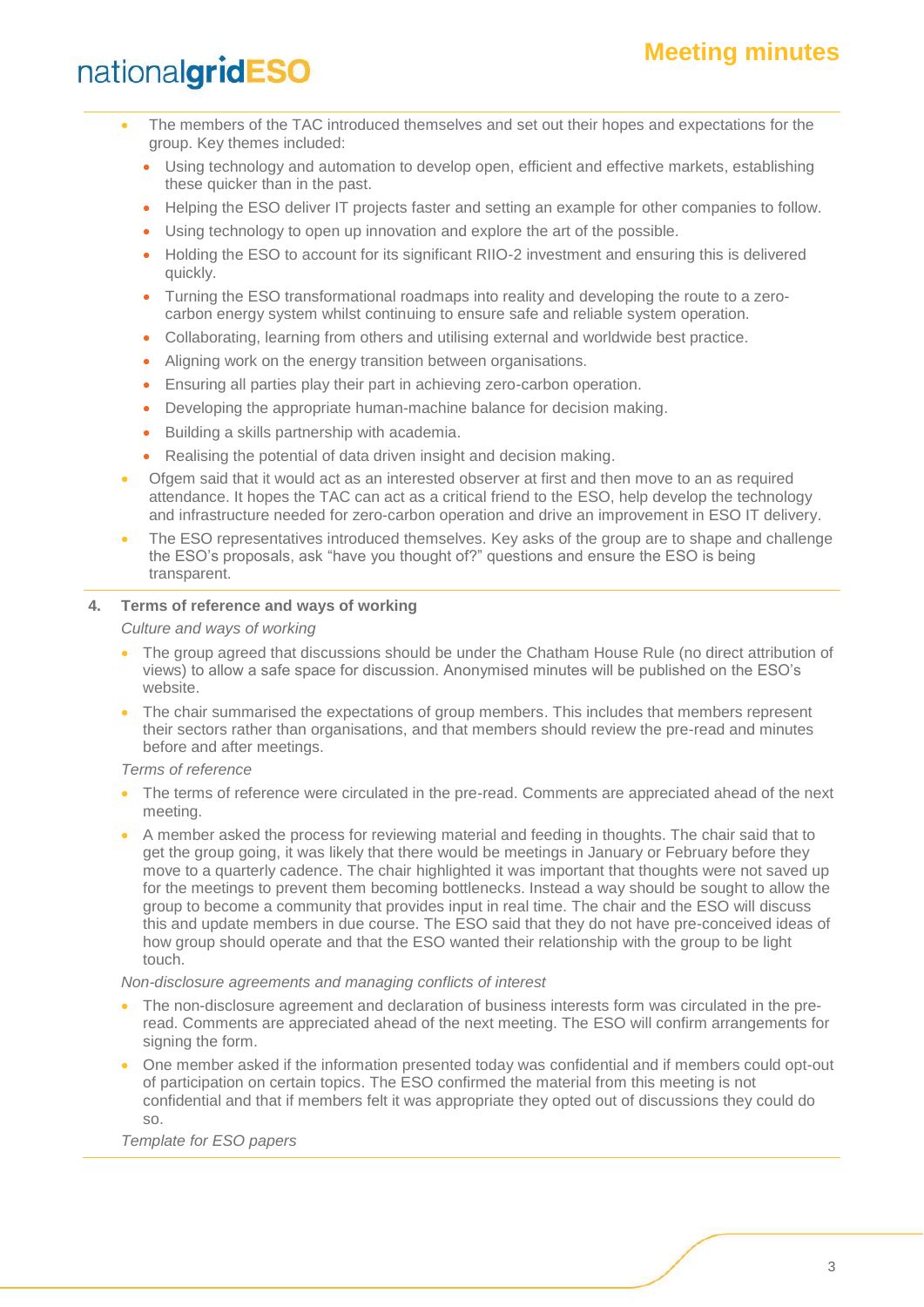- The members of the TAC introduced themselves and set out their hopes and expectations for the group. Key themes included:
  - Using technology and automation to develop open, efficient and effective markets, establishing these quicker than in the past.
  - Helping the ESO deliver IT projects faster and setting an example for other companies to follow.
  - Using technology to open up innovation and explore the art of the possible.
  - Holding the ESO to account for its significant RIIO-2 investment and ensuring this is delivered quickly.
  - Turning the ESO transformational roadmaps into reality and developing the route to a zero-carbon energy system whilst continuing to ensure safe and reliable system operation.
  - Collaborating, learning from others and utilising external and worldwide best practice.
  - Aligning work on the energy transition between organisations.
  - Ensuring all parties play their part in achieving zero-carbon operation.
  - Developing the appropriate human-machine balance for decision making.
  - Building a skills partnership with academia.
  - Realising the potential of data driven insight and decision making.
- Ofgem said that it would act as an interested observer at first and then move to an as required attendance. It hopes the TAC can act as a critical friend to the ESO, help develop the technology and infrastructure needed for zero-carbon operation and drive an improvement in ESO IT delivery.
- The ESO representatives introduced themselves. Key asks of the group are to shape and challenge the ESO's proposals, ask "have you thought of?" questions and ensure the ESO is being transparent.

**4. Terms of reference and ways of working**

*Culture and ways of working*

- The group agreed that discussions should be under the Chatham House Rule (no direct attribution of views) to allow a safe space for discussion. Anonymised minutes will be published on the ESO's website.
- The chair summarised the expectations of group members. This includes that members represent their sectors rather than organisations, and that members should review the pre-read and minutes before and after meetings.

*Terms of reference*

- The terms of reference were circulated in the pre-read. Comments are appreciated ahead of the next meeting.
- A member asked the process for reviewing material and feeding in thoughts. The chair said that to get the group going, it was likely that there would be meetings in January or February before they move to a quarterly cadence. The chair highlighted it was important that thoughts were not saved up for the meetings to prevent them becoming bottlenecks. Instead a way should be sought to allow the group to become a community that provides input in real time. The chair and the ESO will discuss this and update members in due course. The ESO said that they do not have pre-conceived ideas of how group should operate and that the ESO wanted their relationship with the group to be light touch.

*Non-disclosure agreements and managing conflicts of interest*

- The non-disclosure agreement and declaration of business interests form was circulated in the pre-read. Comments are appreciated ahead of the next meeting. The ESO will confirm arrangements for signing the form.
- One member asked if the information presented today was confidential and if members could opt-out of participation on certain topics. The ESO confirmed the material from this meeting is not confidential and that if members felt it was appropriate they opted out of discussions they could do so.

*Template for ESO papers*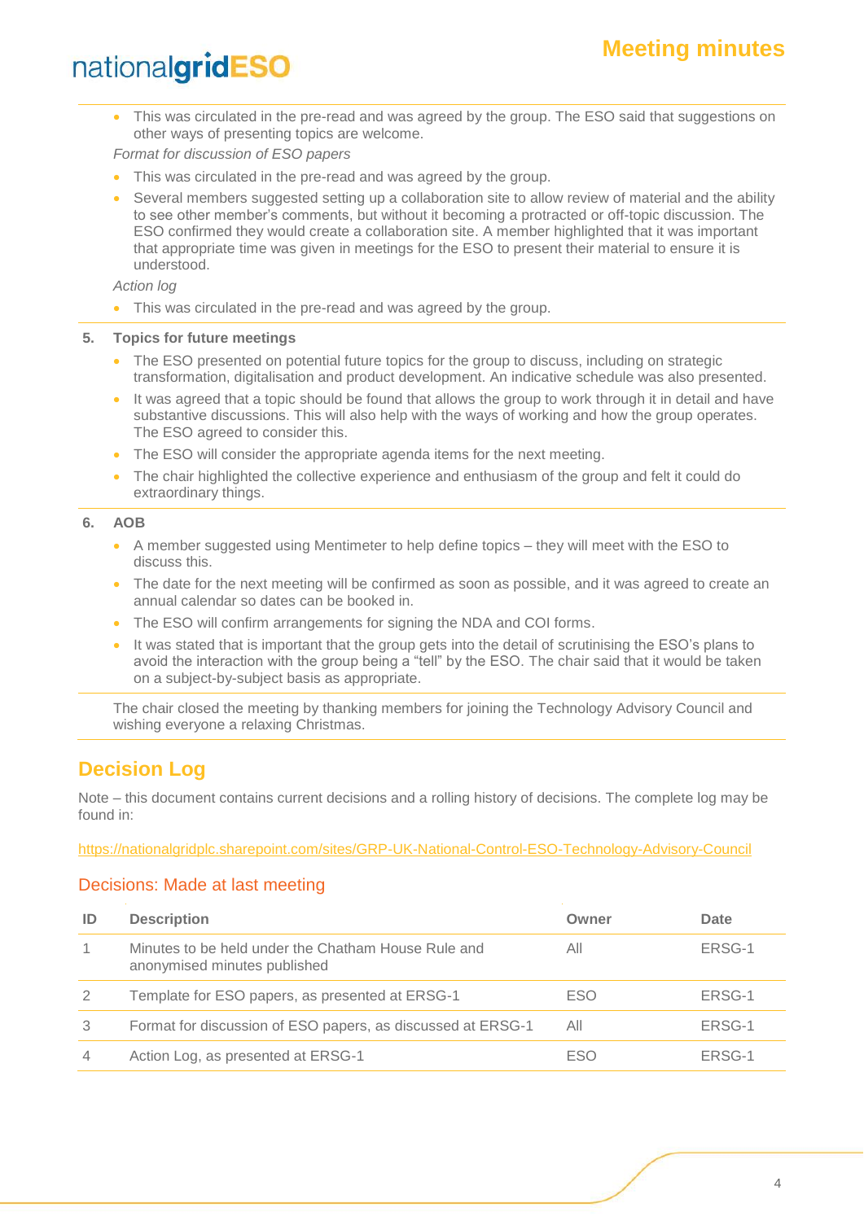- This was circulated in the pre-read and was agreed by the group. The ESO said that suggestions on other ways of presenting topics are welcome.

*Format for discussion of ESO papers*

- This was circulated in the pre-read and was agreed by the group.
- Several members suggested setting up a collaboration site to allow review of material and the ability to see other member's comments, but without it becoming a protracted or off-topic discussion. The ESO confirmed they would create a collaboration site. A member highlighted that it was important that appropriate time was given in meetings for the ESO to present their material to ensure it is understood.

*Action log*

- This was circulated in the pre-read and was agreed by the group.

**5. Topics for future meetings**

- The ESO presented on potential future topics for the group to discuss, including on strategic transformation, digitalisation and product development. An indicative schedule was also presented.
- It was agreed that a topic should be found that allows the group to work through it in detail and have substantive discussions. This will also help with the ways of working and how the group operates. The ESO agreed to consider this.
- The ESO will consider the appropriate agenda items for the next meeting.
- The chair highlighted the collective experience and enthusiasm of the group and felt it could do extraordinary things.

**6. AOB**

- A member suggested using Mentimeter to help define topics – they will meet with the ESO to discuss this.
- The date for the next meeting will be confirmed as soon as possible, and it was agreed to create an annual calendar so dates can be booked in.
- The ESO will confirm arrangements for signing the NDA and COI forms.
- It was stated that is important that the group gets into the detail of scrutinising the ESO's plans to avoid the interaction with the group being a "tell" by the ESO. The chair said that it would be taken on a subject-by-subject basis as appropriate.

The chair closed the meeting by thanking members for joining the Technology Advisory Council and wishing everyone a relaxing Christmas.

## Decision Log

Note – this document contains current decisions and a rolling history of decisions. The complete log may be found in:

https://nationalgridplc.sharepoint.com/sites/GRP-UK-National-Control-ESO-Technology-Advisory-Council

### Decisions: Made at last meeting

| ID | Description | Owner | Date |
|---|---|---|---|
| 1 | Minutes to be held under the Chatham House Rule and anonymised minutes published | All | ERSG-1 |
| 2 | Template for ESO papers, as presented at ERSG-1 | ESO | ERSG-1 |
| 3 | Format for discussion of ESO papers, as discussed at ERSG-1 | All | ERSG-1 |
| 4 | Action Log, as presented at ERSG-1 | ESO | ERSG-1 |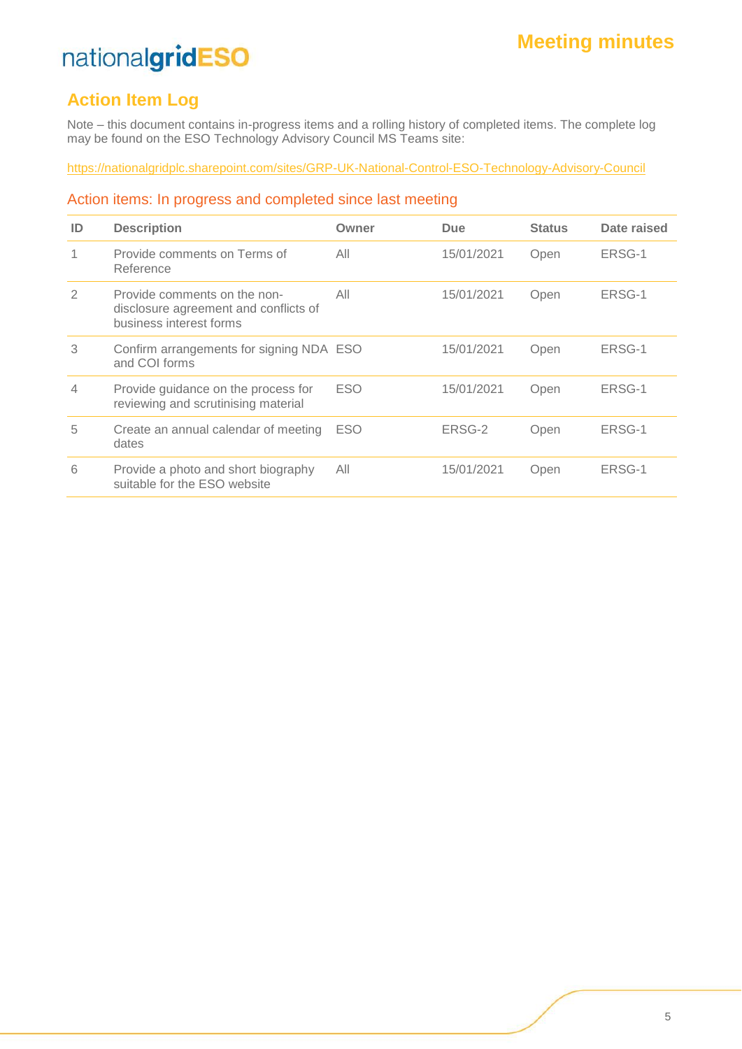## Action Item Log

Note – this document contains in-progress items and a rolling history of completed items. The complete log may be found on the ESO Technology Advisory Council MS Teams site:

https://nationalgridplc.sharepoint.com/sites/GRP-UK-National-Control-ESO-Technology-Advisory-Council

### Action items: In progress and completed since last meeting

| ID | Description | Owner | Due | Status | Date raised |
|---|---|---|---|---|---|
| 1 | Provide comments on Terms of Reference | All | 15/01/2021 | Open | ERSG-1 |
| 2 | Provide comments on the non-disclosure agreement and conflicts of business interest forms | All | 15/01/2021 | Open | ERSG-1 |
| 3 | Confirm arrangements for signing NDA and COI forms | ESO | 15/01/2021 | Open | ERSG-1 |
| 4 | Provide guidance on the process for reviewing and scrutinising material | ESO | 15/01/2021 | Open | ERSG-1 |
| 5 | Create an annual calendar of meeting dates | ESO | ERSG-2 | Open | ERSG-1 |
| 6 | Provide a photo and short biography suitable for the ESO website | All | 15/01/2021 | Open | ERSG-1 |